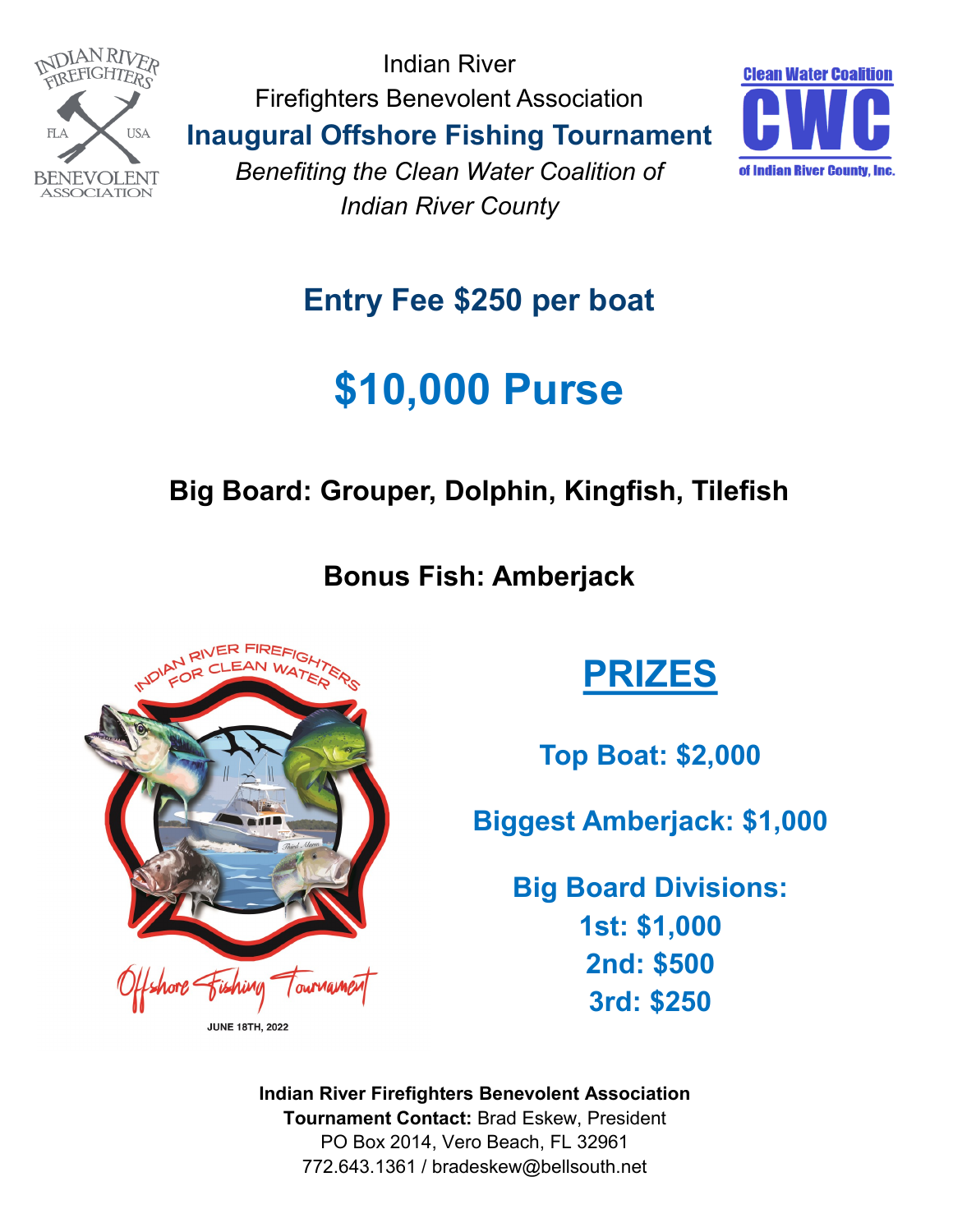Indian River
Firefighters Benevolent Association

# Inaugural Offshore Fishing Tournament

*Benefiting the Clean Water Coalition of Indian River County*

## Entry Fee $250 per boat

# $10,000 Purse

### Big Board: Grouper, Dolphin, Kingfish, Tilefish

### Bonus Fish: Amberjack

## PRIZES

**Top Boat: $2,000**

**Biggest Amberjack: $1,000**

**Big Board Divisions:**
**1st: $1,000**
**2nd: $500**
**3rd: $250**

**Indian River Firefighters Benevolent Association**
**Tournament Contact:** Brad Eskew, President
PO Box 2014, Vero Beach, FL 32961
772.643.1361 / bradeskew@bellsouth.net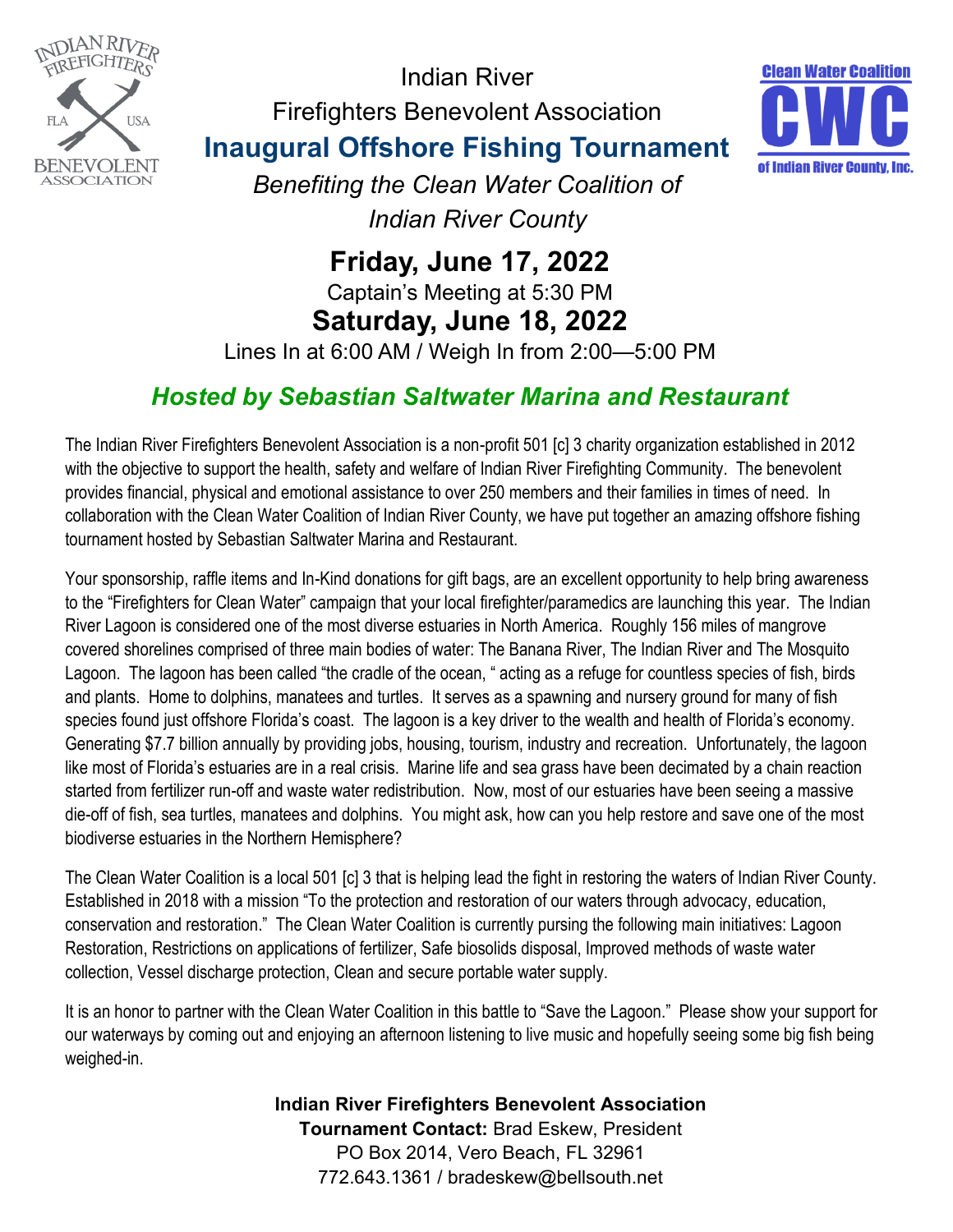Indian River

Firefighters Benevolent Association

# Inaugural Offshore Fishing Tournament

*Benefiting the Clean Water Coalition of Indian River County*

## Friday, June 17, 2022

Captain's Meeting at 5:30 PM

## Saturday, June 18, 2022

Lines In at 6:00 AM / Weigh In from 2:00—5:00 PM

### *Hosted by Sebastian Saltwater Marina and Restaurant*

The Indian River Firefighters Benevolent Association is a non-profit 501 [c] 3 charity organization established in 2012 with the objective to support the health, safety and welfare of Indian River Firefighting Community. The benevolent provides financial, physical and emotional assistance to over 250 members and their families in times of need. In collaboration with the Clean Water Coalition of Indian River County, we have put together an amazing offshore fishing tournament hosted by Sebastian Saltwater Marina and Restaurant.

Your sponsorship, raffle items and In-Kind donations for gift bags, are an excellent opportunity to help bring awareness to the "Firefighters for Clean Water" campaign that your local firefighter/paramedics are launching this year. The Indian River Lagoon is considered one of the most diverse estuaries in North America. Roughly 156 miles of mangrove covered shorelines comprised of three main bodies of water: The Banana River, The Indian River and The Mosquito Lagoon. The lagoon has been called "the cradle of the ocean, " acting as a refuge for countless species of fish, birds and plants. Home to dolphins, manatees and turtles. It serves as a spawning and nursery ground for many of fish species found just offshore Florida's coast. The lagoon is a key driver to the wealth and health of Florida's economy. Generating $7.7 billion annually by providing jobs, housing, tourism, industry and recreation. Unfortunately, the lagoon like most of Florida's estuaries are in a real crisis. Marine life and sea grass have been decimated by a chain reaction started from fertilizer run-off and waste water redistribution. Now, most of our estuaries have been seeing a massive die-off of fish, sea turtles, manatees and dolphins. You might ask, how can you help restore and save one of the most biodiverse estuaries in the Northern Hemisphere?

The Clean Water Coalition is a local 501 [c] 3 that is helping lead the fight in restoring the waters of Indian River County. Established in 2018 with a mission "To the protection and restoration of our waters through advocacy, education, conservation and restoration." The Clean Water Coalition is currently pursing the following main initiatives: Lagoon Restoration, Restrictions on applications of fertilizer, Safe biosolids disposal, Improved methods of waste water collection, Vessel discharge protection, Clean and secure portable water supply.

It is an honor to partner with the Clean Water Coalition in this battle to "Save the Lagoon." Please show your support for our waterways by coming out and enjoying an afternoon listening to live music and hopefully seeing some big fish being weighed-in.

**Indian River Firefighters Benevolent Association**
**Tournament Contact:** Brad Eskew, President
PO Box 2014, Vero Beach, FL 32961
772.643.1361 / bradeskew@bellsouth.net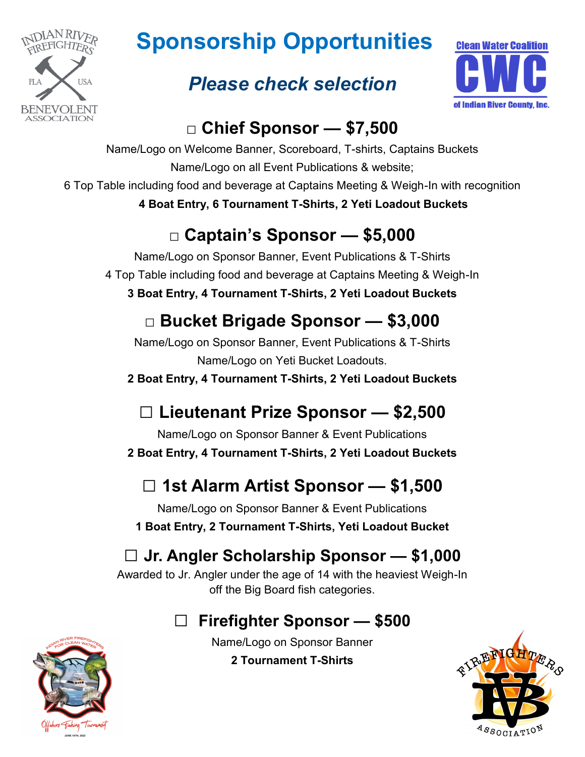# Sponsorship Opportunities

## *Please check selection*

### □ Chief Sponsor — $7,500

Name/Logo on Welcome Banner, Scoreboard, T-shirts, Captains Buckets

Name/Logo on all Event Publications & website;

6 Top Table including food and beverage at Captains Meeting & Weigh-In with recognition

**4 Boat Entry, 6 Tournament T-Shirts, 2 Yeti Loadout Buckets**

### □ Captain's Sponsor — $5,000

Name/Logo on Sponsor Banner, Event Publications & T-Shirts

4 Top Table including food and beverage at Captains Meeting & Weigh-In

**3 Boat Entry, 4 Tournament T-Shirts, 2 Yeti Loadout Buckets**

### □ Bucket Brigade Sponsor — $3,000

Name/Logo on Sponsor Banner, Event Publications & T-Shirts

Name/Logo on Yeti Bucket Loadouts.

**2 Boat Entry, 4 Tournament T-Shirts, 2 Yeti Loadout Buckets**

### ☐ Lieutenant Prize Sponsor — $2,500

Name/Logo on Sponsor Banner & Event Publications

**2 Boat Entry, 4 Tournament T-Shirts, 2 Yeti Loadout Buckets**

### ☐ 1st Alarm Artist Sponsor — $1,500

Name/Logo on Sponsor Banner & Event Publications

**1 Boat Entry, 2 Tournament T-Shirts, Yeti Loadout Bucket**

### ☐ Jr. Angler Scholarship Sponsor — $1,000

Awarded to Jr. Angler under the age of 14 with the heaviest Weigh-In off the Big Board fish categories.

### ☐ Firefighter Sponsor — $500

Name/Logo on Sponsor Banner

**2 Tournament T-Shirts**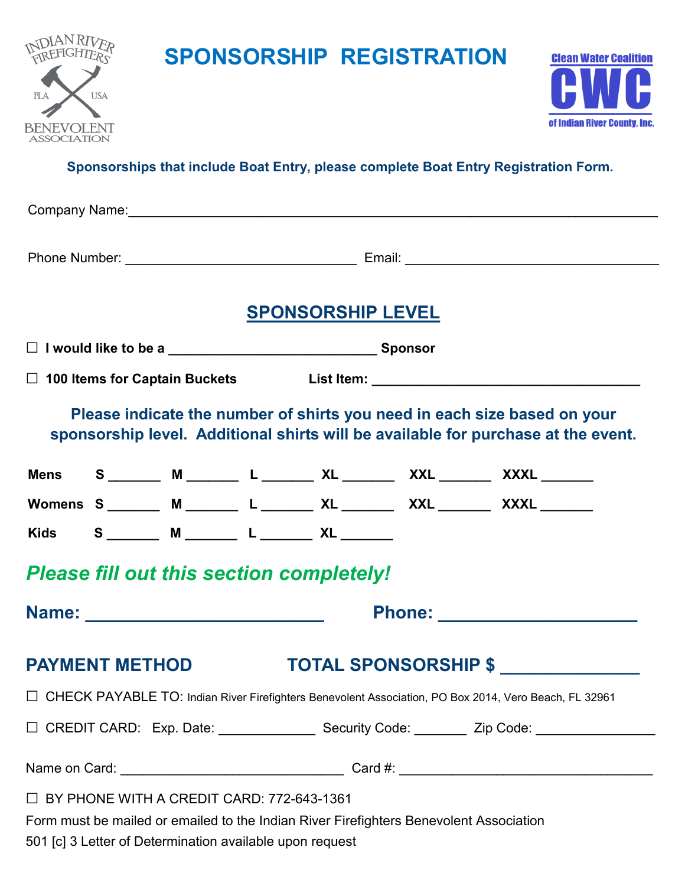# SPONSORSHIP REGISTRATION

**Sponsorships that include Boat Entry, please complete Boat Entry Registration Form.**

Company Name:_______________________________________________________________

Phone Number: ______________________________ Email: _________________________________

## SPONSORSHIP LEVEL

☐ **I would like to be a ___________________________ Sponsor**

☐ **100 Items for Captain Buckets** **List Item: ___________________________________**

**Please indicate the number of shirts you need in each size based on your sponsorship level. Additional shirts will be available for purchase at the event.**

| | | | | | | |
|---|---|---|---|---|---|---|
| **Mens** | **S** _______ | **M** _______ | **L** _______ | **XL** _______ | **XXL** _______ | **XXXL** _______ |
| **Womens** | **S** _______ | **M** _______ | **L** _______ | **XL** _______ | **XXL** _______ | **XXXL** _______ |
| **Kids** | **S** _______ | **M** _______ | **L** _______ | **XL** _______ | | |

***Please fill out this section completely!***

**Name: ________________________** **Phone: ____________________**

**PAYMENT METHOD** **TOTAL SPONSORSHIP $ ______________**

☐ CHECK PAYABLE TO: Indian River Firefighters Benevolent Association, PO Box 2014, Vero Beach, FL 32961

☐ CREDIT CARD: Exp. Date: _____________ Security Code: _______ Zip Code: _______________

Name on Card: _____________________________ Card #: _________________________________

☐ BY PHONE WITH A CREDIT CARD: 772-643-1361

Form must be mailed or emailed to the Indian River Firefighters Benevolent Association

501 [c] 3 Letter of Determination available upon request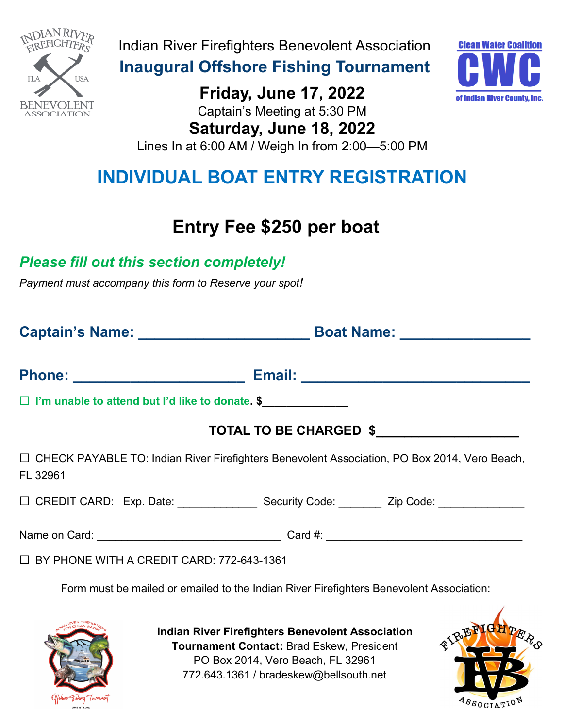Indian River Firefighters Benevolent Association

## Inaugural Offshore Fishing Tournament

**Friday, June 17, 2022**

Captain's Meeting at 5:30 PM

**Saturday, June 18, 2022**

Lines In at 6:00 AM / Weigh In from 2:00—5:00 PM

# INDIVIDUAL BOAT ENTRY REGISTRATION

## Entry Fee $250 per boat

***Please fill out this section completely!***

*Payment must accompany this form to Reserve your spot!*

**Captain's Name:** ______________________ **Boat Name:** ________________

**Phone:** ______________________ **Email:** _____________________________

☐ **I'm unable to attend but I'd like to donate. $**_____________

**TOTAL TO BE CHARGED $**___________________

☐ CHECK PAYABLE TO: Indian River Firefighters Benevolent Association, PO Box 2014, Vero Beach, FL 32961

☐ CREDIT CARD: Exp. Date: _____________ Security Code: _______ Zip Code: ______________

Name on Card: ______________________________ Card #: ________________________________

☐ BY PHONE WITH A CREDIT CARD: 772-643-1361

Form must be mailed or emailed to the Indian River Firefighters Benevolent Association:

**Indian River Firefighters Benevolent Association**
**Tournament Contact:** Brad Eskew, President
PO Box 2014, Vero Beach, FL 32961
772.643.1361 / bradeskew@bellsouth.net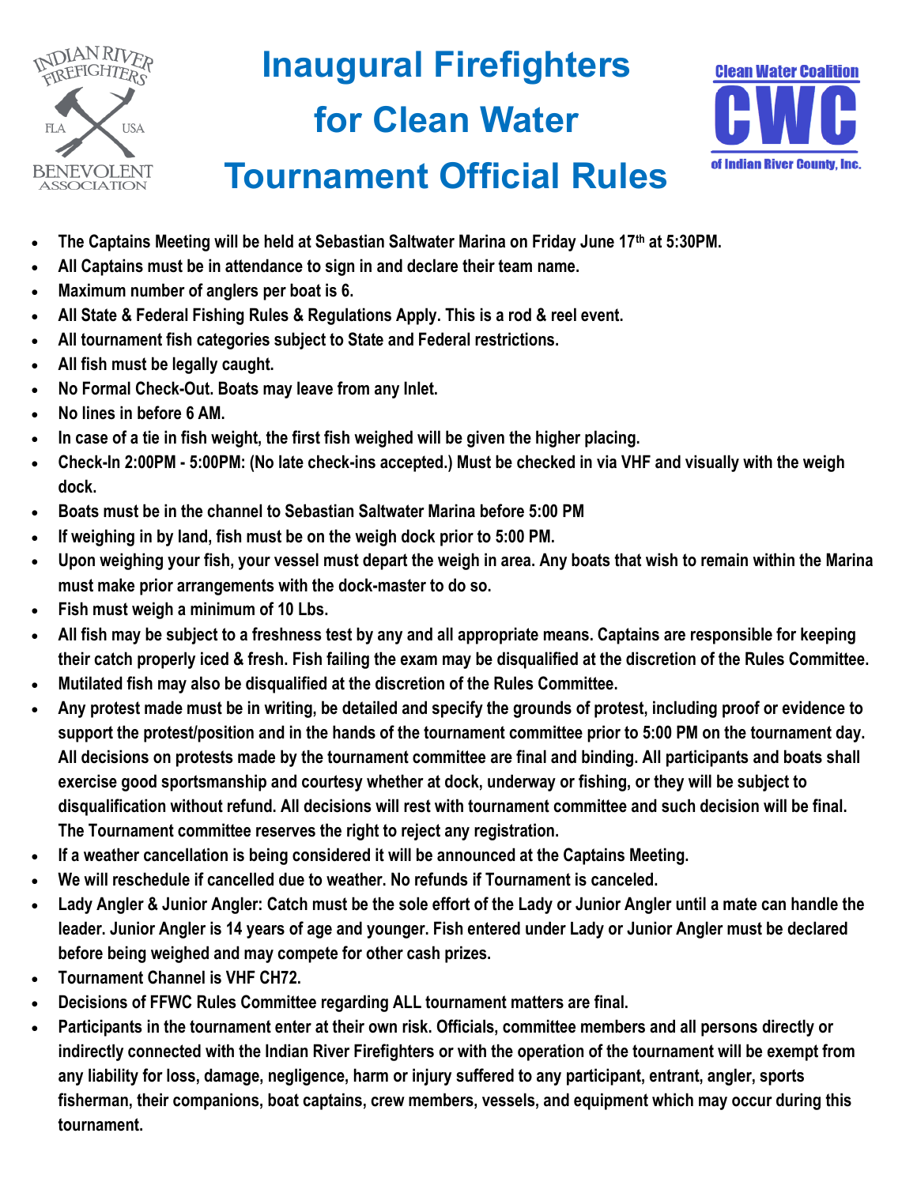INDIAN RIVER FIREFIGHTERS FLA USA BENEVOLENT ASSOCIATION

# Inaugural Firefighters for Clean Water Tournament Official Rules

Clean Water Coalition CWC of Indian River County, Inc.

- **The Captains Meeting will be held at Sebastian Saltwater Marina on Friday June 17th at 5:30PM.**
- **All Captains must be in attendance to sign in and declare their team name.**
- **Maximum number of anglers per boat is 6.**
- **All State & Federal Fishing Rules & Regulations Apply. This is a rod & reel event.**
- **All tournament fish categories subject to State and Federal restrictions.**
- **All fish must be legally caught.**
- **No Formal Check-Out. Boats may leave from any Inlet.**
- **No lines in before 6 AM.**
- **In case of a tie in fish weight, the first fish weighed will be given the higher placing.**
- **Check-In 2:00PM - 5:00PM: (No late check-ins accepted.) Must be checked in via VHF and visually with the weigh dock.**
- **Boats must be in the channel to Sebastian Saltwater Marina before 5:00 PM**
- **If weighing in by land, fish must be on the weigh dock prior to 5:00 PM.**
- **Upon weighing your fish, your vessel must depart the weigh in area. Any boats that wish to remain within the Marina must make prior arrangements with the dock-master to do so.**
- **Fish must weigh a minimum of 10 Lbs.**
- **All fish may be subject to a freshness test by any and all appropriate means. Captains are responsible for keeping their catch properly iced & fresh. Fish failing the exam may be disqualified at the discretion of the Rules Committee.**
- **Mutilated fish may also be disqualified at the discretion of the Rules Committee.**
- **Any protest made must be in writing, be detailed and specify the grounds of protest, including proof or evidence to support the protest/position and in the hands of the tournament committee prior to 5:00 PM on the tournament day. All decisions on protests made by the tournament committee are final and binding. All participants and boats shall exercise good sportsmanship and courtesy whether at dock, underway or fishing, or they will be subject to disqualification without refund. All decisions will rest with tournament committee and such decision will be final. The Tournament committee reserves the right to reject any registration.**
- **If a weather cancellation is being considered it will be announced at the Captains Meeting.**
- **We will reschedule if cancelled due to weather. No refunds if Tournament is canceled.**
- **Lady Angler & Junior Angler: Catch must be the sole effort of the Lady or Junior Angler until a mate can handle the leader. Junior Angler is 14 years of age and younger. Fish entered under Lady or Junior Angler must be declared before being weighed and may compete for other cash prizes.**
- **Tournament Channel is VHF CH72.**
- **Decisions of FFWC Rules Committee regarding ALL tournament matters are final.**
- **Participants in the tournament enter at their own risk. Officials, committee members and all persons directly or indirectly connected with the Indian River Firefighters or with the operation of the tournament will be exempt from any liability for loss, damage, negligence, harm or injury suffered to any participant, entrant, angler, sports fisherman, their companions, boat captains, crew members, vessels, and equipment which may occur during this tournament.**